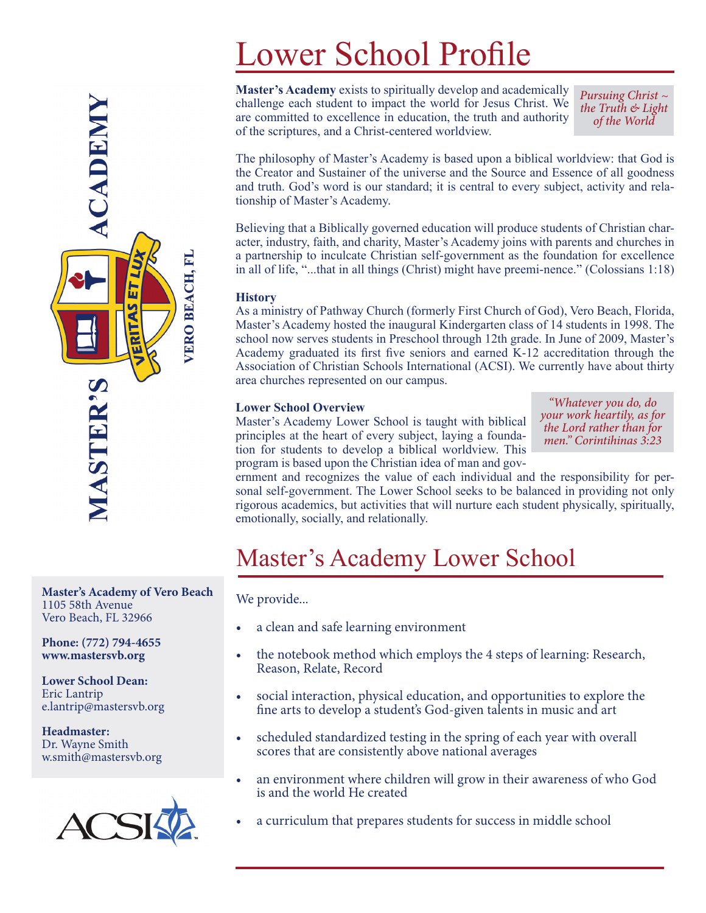# Lower School Profile

**Master's Academy** exists to spiritually develop and academically challenge each student to impact the world for Jesus Christ. We are committed to excellence in education, the truth and authority of the scriptures, and a Christ-centered worldview.

*Pursuing Christ ~ the Truth & Light of the World*

The philosophy of Master's Academy is based upon a biblical worldview: that God is the Creator and Sustainer of the universe and the Source and Essence of all goodness and truth. God's word is our standard; it is central to every subject, activity and relationship of Master's Academy.

Believing that a Biblically governed education will produce students of Christian character, industry, faith, and charity, Master's Academy joins with parents and churches in a partnership to inculcate Christian self-government as the foundation for excellence in all of life, "...that in all things (Christ) might have preemi-nence." (Colossians 1:18)

**History**

As a ministry of Pathway Church (formerly First Church of God), Vero Beach, Florida, Master's Academy hosted the inaugural Kindergarten class of 14 students in 1998. The school now serves students in Preschool through 12th grade. In June of 2009, Master's Academy graduated its first five seniors and earned K-12 accreditation through the Association of Christian Schools International (ACSI). We currently have about thirty area churches represented on our campus.

**Lower School Overview**

Master's Academy Lower School is taught with biblical principles at the heart of every subject, laying a foundation for students to develop a biblical worldview. This program is based upon the Christian idea of man and government and recognizes the value of each individual and the responsibility for personal self-government. The Lower School seeks to be balanced in providing not only rigorous academics, but activities that will nurture each student physically, spiritually, emotionally, socially, and relationally.

*"Whatever you do, do your work heartily, as for the Lord rather than for men." Corintihinas 3:23*

## Master's Academy Lower School

We provide...

- a clean and safe learning environment
- the notebook method which employs the 4 steps of learning: Research, Reason, Relate, Record
- social interaction, physical education, and opportunities to explore the fine arts to develop a student's God-given talents in music and art
- scheduled standardized testing in the spring of each year with overall scores that are consistently above national averages
- an environment where children will grow in their awareness of who God is and the world He created
- a curriculum that prepares students for success in middle school

MASTER'S ACADEMY
VERITAS ET LUX
VERO BEACH, FL

**Master's Academy of Vero Beach**
1105 58th Avenue
Vero Beach, FL 32966

**Phone: (772) 794-4655**
**www.mastersvb.org**

**Lower School Dean:**
Eric Lantrip
e.lantrip@mastersvb.org

**Headmaster:**
Dr. Wayne Smith
w.smith@mastersvb.org

ACSI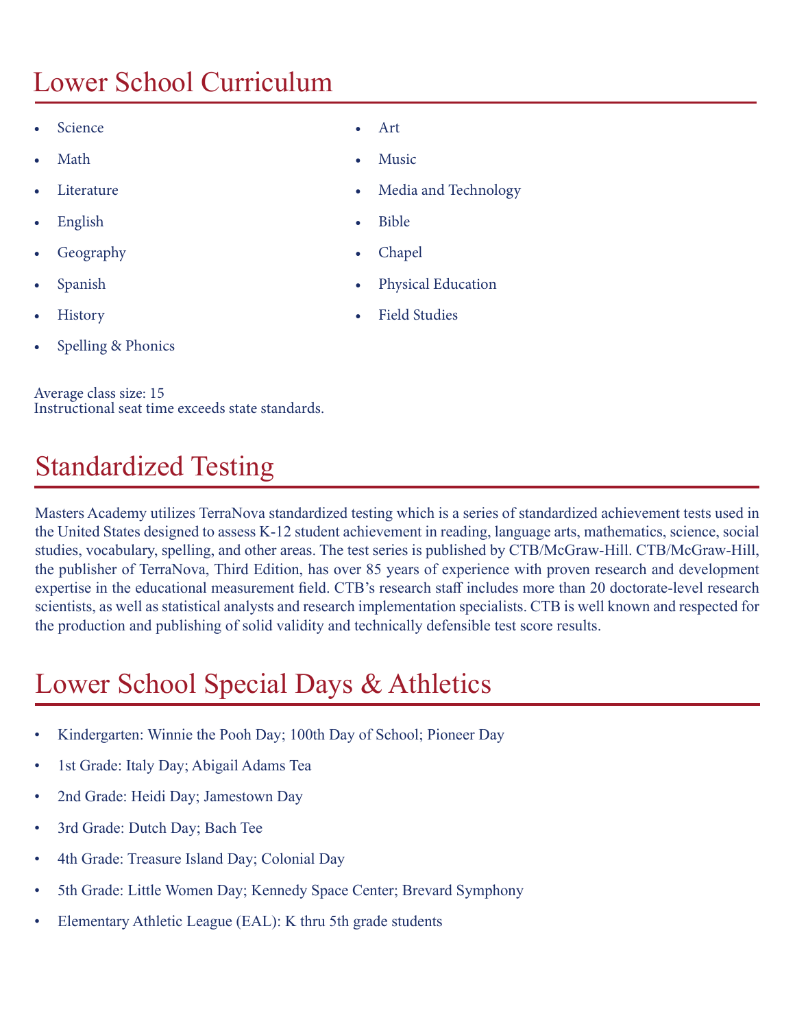## Lower School Curriculum

- Science
- Math
- Literature
- English
- Geography
- Spanish
- History
- Spelling & Phonics
- Art
- Music
- Media and Technology
- Bible
- Chapel
- Physical Education
- Field Studies

Average class size: 15
Instructional seat time exceeds state standards.

## Standardized Testing

Masters Academy utilizes TerraNova standardized testing which is a series of standardized achievement tests used in the United States designed to assess K-12 student achievement in reading, language arts, mathematics, science, social studies, vocabulary, spelling, and other areas. The test series is published by CTB/McGraw-Hill. CTB/McGraw-Hill, the publisher of TerraNova, Third Edition, has over 85 years of experience with proven research and development expertise in the educational measurement field. CTB's research staff includes more than 20 doctorate-level research scientists, as well as statistical analysts and research implementation specialists. CTB is well known and respected for the production and publishing of solid validity and technically defensible test score results.

## Lower School Special Days & Athletics

- Kindergarten: Winnie the Pooh Day; 100th Day of School; Pioneer Day
- 1st Grade: Italy Day; Abigail Adams Tea
- 2nd Grade: Heidi Day; Jamestown Day
- 3rd Grade: Dutch Day; Bach Tee
- 4th Grade: Treasure Island Day; Colonial Day
- 5th Grade: Little Women Day; Kennedy Space Center; Brevard Symphony
- Elementary Athletic League (EAL): K thru 5th grade students